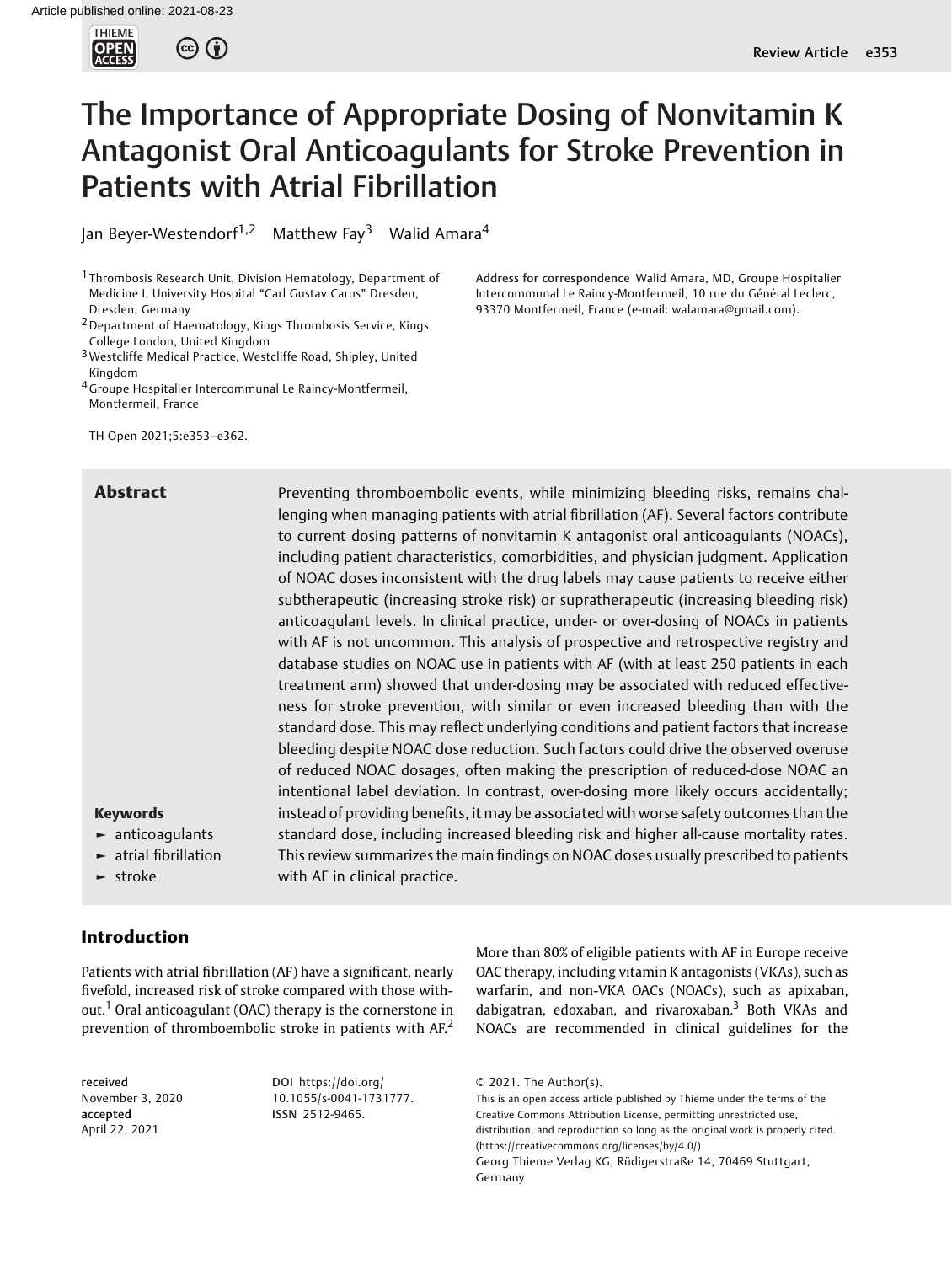# The Importance of Appropriate Dosing of Nonvitamin K Antagonist Oral Anticoagulants for Stroke Prevention in Patients with Atrial Fibrillation

Jan Beyer-Westendorf[1,2] Matthew Fay[3] Walid Amara[4]

[1] Thrombosis Research Unit, Division Hematology, Department of Medicine I, University Hospital "Carl Gustav Carus" Dresden, Dresden, Germany
[2] Department of Haematology, Kings Thrombosis Service, Kings College London, United Kingdom
[3] Westcliffe Medical Practice, Westcliffe Road, Shipley, United Kingdom
[4] Groupe Hospitalier Intercommunal Le Raincy-Montfermeil, Montfermeil, France

Address for correspondence Walid Amara, MD, Groupe Hospitalier Intercommunal Le Raincy-Montfermeil, 10 rue du Général Leclerc, 93370 Montfermeil, France (e-mail: walamara@gmail.com).

TH Open 2021;5:e353–e362.

## Abstract

Preventing thromboembolic events, while minimizing bleeding risks, remains challenging when managing patients with atrial fibrillation (AF). Several factors contribute to current dosing patterns of nonvitamin K antagonist oral anticoagulants (NOACs), including patient characteristics, comorbidities, and physician judgment. Application of NOAC doses inconsistent with the drug labels may cause patients to receive either subtherapeutic (increasing stroke risk) or supratherapeutic (increasing bleeding risk) anticoagulant levels. In clinical practice, under- or over-dosing of NOACs in patients with AF is not uncommon. This analysis of prospective and retrospective registry and database studies on NOAC use in patients with AF (with at least 250 patients in each treatment arm) showed that under-dosing may be associated with reduced effectiveness for stroke prevention, with similar or even increased bleeding than with the standard dose. This may reflect underlying conditions and patient factors that increase bleeding despite NOAC dose reduction. Such factors could drive the observed overuse of reduced NOAC dosages, often making the prescription of reduced-dose NOAC an intentional label deviation. In contrast, over-dosing more likely occurs accidentally; instead of providing benefits, it may be associated with worse safety outcomes than the standard dose, including increased bleeding risk and higher all-cause mortality rates. This review summarizes the main findings on NOAC doses usually prescribed to patients with AF in clinical practice.

**Keywords**

- anticoagulants
- atrial fibrillation
- stroke

## Introduction

Patients with atrial fibrillation (AF) have a significant, nearly fivefold, increased risk of stroke compared with those without.[1] Oral anticoagulant (OAC) therapy is the cornerstone in prevention of thromboembolic stroke in patients with AF.[2] More than 80% of eligible patients with AF in Europe receive OAC therapy, including vitamin K antagonists (VKAs), such as warfarin, and non-VKA OACs (NOACs), such as apixaban, dabigatran, edoxaban, and rivaroxaban.[3] Both VKAs and NOACs are recommended in clinical guidelines for the

received November 3, 2020
accepted April 22, 2021

DOI https://doi.org/10.1055/s-0041-1731777.
ISSN 2512-9465.

© 2021. The Author(s).
This is an open access article published by Thieme under the terms of the Creative Commons Attribution License, permitting unrestricted use, distribution, and reproduction so long as the original work is properly cited. (https://creativecommons.org/licenses/by/4.0/)
Georg Thieme Verlag KG, Rüdigerstraße 14, 70469 Stuttgart, Germany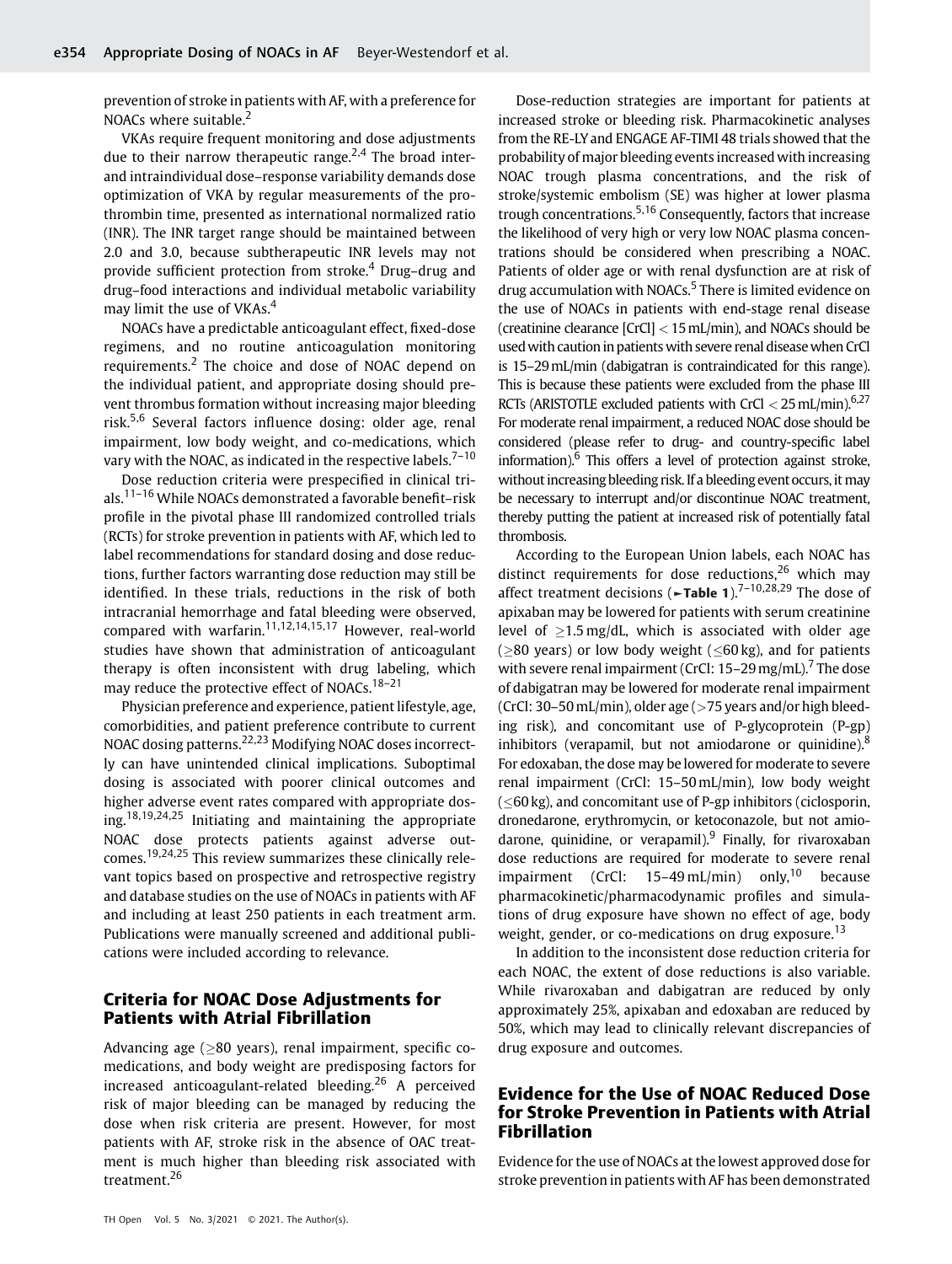prevention of stroke in patients with AF, with a preference for NOACs where suitable.[2]

VKAs require frequent monitoring and dose adjustments due to their narrow therapeutic range.[2,4] The broad inter- and intraindividual dose–response variability demands dose optimization of VKA by regular measurements of the prothrombin time, presented as international normalized ratio (INR). The INR target range should be maintained between 2.0 and 3.0, because subtherapeutic INR levels may not provide sufficient protection from stroke.[4] Drug–drug and drug–food interactions and individual metabolic variability may limit the use of VKAs.[4]

NOACs have a predictable anticoagulant effect, fixed-dose regimens, and no routine anticoagulation monitoring requirements.[2] The choice and dose of NOAC depend on the individual patient, and appropriate dosing should prevent thrombus formation without increasing major bleeding risk.[5,6] Several factors influence dosing: older age, renal impairment, low body weight, and co-medications, which vary with the NOAC, as indicated in the respective labels.[7–10]

Dose reduction criteria were prespecified in clinical trials.[11–16] While NOACs demonstrated a favorable benefit–risk profile in the pivotal phase III randomized controlled trials (RCTs) for stroke prevention in patients with AF, which led to label recommendations for standard dosing and dose reductions, further factors warranting dose reduction may still be identified. In these trials, reductions in the risk of both intracranial hemorrhage and fatal bleeding were observed, compared with warfarin.[11,12,14,15,17] However, real-world studies have shown that administration of anticoagulant therapy is often inconsistent with drug labeling, which may reduce the protective effect of NOACs.[18–21]

Physician preference and experience, patient lifestyle, age, comorbidities, and patient preference contribute to current NOAC dosing patterns.[22,23] Modifying NOAC doses incorrectly can have unintended clinical implications. Suboptimal dosing is associated with poorer clinical outcomes and higher adverse event rates compared with appropriate dosing.[18,19,24,25] Initiating and maintaining the appropriate NOAC dose protects patients against adverse outcomes.[19,24,25] This review summarizes these clinically relevant topics based on prospective and retrospective registry and database studies on the use of NOACs in patients with AF and including at least 250 patients in each treatment arm. Publications were manually screened and additional publications were included according to relevance.

## Criteria for NOAC Dose Adjustments for Patients with Atrial Fibrillation

Advancing age (≥80 years), renal impairment, specific co-medications, and body weight are predisposing factors for increased anticoagulant-related bleeding.[26] A perceived risk of major bleeding can be managed by reducing the dose when risk criteria are present. However, for most patients with AF, stroke risk in the absence of OAC treatment is much higher than bleeding risk associated with treatment.[26]

Dose-reduction strategies are important for patients at increased stroke or bleeding risk. Pharmacokinetic analyses from the RE-LY and ENGAGE AF-TIMI 48 trials showed that the probability of major bleeding events increased with increasing NOAC trough plasma concentrations, and the risk of stroke/systemic embolism (SE) was higher at lower plasma trough concentrations.[5,16] Consequently, factors that increase the likelihood of very high or very low NOAC plasma concentrations should be considered when prescribing a NOAC. Patients of older age or with renal dysfunction are at risk of drug accumulation with NOACs.[5] There is limited evidence on the use of NOACs in patients with end-stage renal disease (creatinine clearance [CrCl] < 15 mL/min), and NOACs should be used with caution in patients with severe renal disease when CrCl is 15–29 mL/min (dabigatran is contraindicated for this range). This is because these patients were excluded from the phase III RCTs (ARISTOTLE excluded patients with CrCl < 25 mL/min).[6,27] For moderate renal impairment, a reduced NOAC dose should be considered (please refer to drug- and country-specific label information).[6] This offers a level of protection against stroke, without increasing bleeding risk. If a bleeding event occurs, it may be necessary to interrupt and/or discontinue NOAC treatment, thereby putting the patient at increased risk of potentially fatal thrombosis.

According to the European Union labels, each NOAC has distinct requirements for dose reductions,[26] which may affect treatment decisions (►**Table 1**).[7–10,28,29] The dose of apixaban may be lowered for patients with serum creatinine level of ≥1.5 mg/dL, which is associated with older age (≥80 years) or low body weight (≤60 kg), and for patients with severe renal impairment (CrCl: 15–29 mg/mL).[7] The dose of dabigatran may be lowered for moderate renal impairment (CrCl: 30–50 mL/min), older age (>75 years and/or high bleeding risk), and concomitant use of P-glycoprotein (P-gp) inhibitors (verapamil, but not amiodarone or quinidine).[8] For edoxaban, the dose may be lowered for moderate to severe renal impairment (CrCl: 15–50 mL/min), low body weight (≤60 kg), and concomitant use of P-gp inhibitors (ciclosporin, dronedarone, erythromycin, or ketoconazole, but not amiodarone, quinidine, or verapamil).[9] Finally, for rivaroxaban dose reductions are required for moderate to severe renal impairment (CrCl: 15–49 mL/min) only,[10] because pharmacokinetic/pharmacodynamic profiles and simulations of drug exposure have shown no effect of age, body weight, gender, or co-medications on drug exposure.[13]

In addition to the inconsistent dose reduction criteria for each NOAC, the extent of dose reductions is also variable. While rivaroxaban and dabigatran are reduced by only approximately 25%, apixaban and edoxaban are reduced by 50%, which may lead to clinically relevant discrepancies of drug exposure and outcomes.

## Evidence for the Use of NOAC Reduced Dose for Stroke Prevention in Patients with Atrial Fibrillation

Evidence for the use of NOACs at the lowest approved dose for stroke prevention in patients with AF has been demonstrated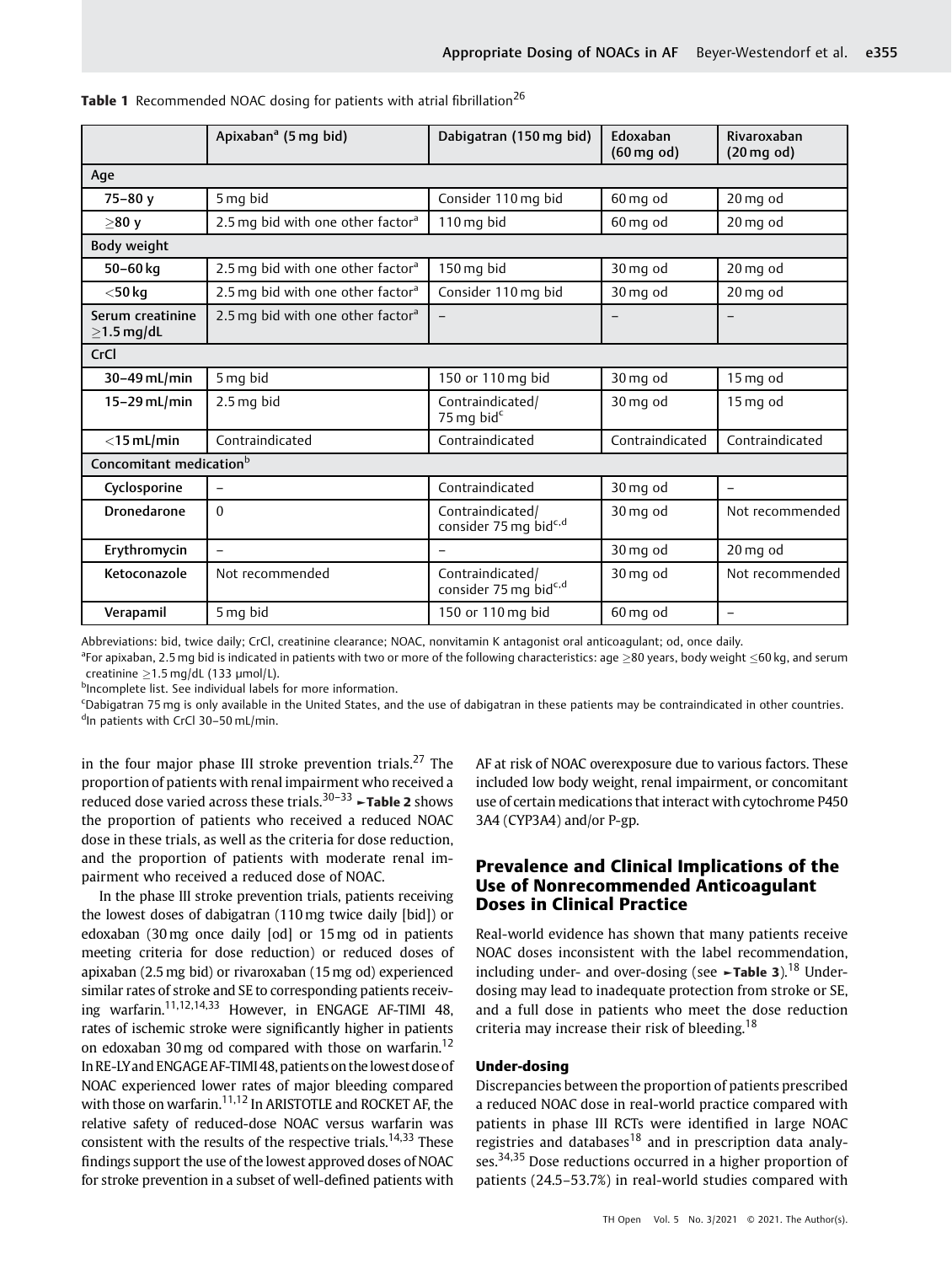**Table 1** Recommended NOAC dosing for patients with atrial fibrillation[26]

| | Apixaban[a] (5 mg bid) | Dabigatran (150 mg bid) | Edoxaban (60 mg od) | Rivaroxaban (20 mg od) |
|---|---|---|---|---|
| Age | | | | |
| 75–80 y | 5 mg bid | Consider 110 mg bid | 60 mg od | 20 mg od |
| ≥80 y | 2.5 mg bid with one other factor[a] | 110 mg bid | 60 mg od | 20 mg od |
| Body weight | | | | |
| 50–60 kg | 2.5 mg bid with one other factor[a] | 150 mg bid | 30 mg od | 20 mg od |
| <50 kg | 2.5 mg bid with one other factor[a] | Consider 110 mg bid | 30 mg od | 20 mg od |
| Serum creatinine ≥1.5 mg/dL | 2.5 mg bid with one other factor[a] | – | – | – |
| CrCl | | | | |
| 30–49 mL/min | 5 mg bid | 150 or 110 mg bid | 30 mg od | 15 mg od |
| 15–29 mL/min | 2.5 mg bid | Contraindicated/ 75 mg bid[c] | 30 mg od | 15 mg od |
| <15 mL/min | Contraindicated | Contraindicated | Contraindicated | Contraindicated |
| Concomitant medication[b] | | | | |
| Cyclosporine | – | Contraindicated | 30 mg od | – |
| Dronedarone | 0 | Contraindicated/ consider 75 mg bid[c,d] | 30 mg od | Not recommended |
| Erythromycin | – | – | 30 mg od | 20 mg od |
| Ketoconazole | Not recommended | Contraindicated/ consider 75 mg bid[c,d] | 30 mg od | Not recommended |
| Verapamil | 5 mg bid | 150 or 110 mg bid | 60 mg od | – |

Abbreviations: bid, twice daily; CrCl, creatinine clearance; NOAC, nonvitamin K antagonist oral anticoagulant; od, once daily.
[a]For apixaban, 2.5 mg bid is indicated in patients with two or more of the following characteristics: age ≥80 years, body weight ≤60 kg, and serum creatinine ≥1.5 mg/dL (133 μmol/L).
[b]Incomplete list. See individual labels for more information.
[c]Dabigatran 75 mg is only available in the United States, and the use of dabigatran in these patients may be contraindicated in other countries.
[d]In patients with CrCl 30–50 mL/min.

in the four major phase III stroke prevention trials.[27] The proportion of patients with renal impairment who received a reduced dose varied across these trials.[30–33] ►**Table 2** shows the proportion of patients who received a reduced NOAC dose in these trials, as well as the criteria for dose reduction, and the proportion of patients with moderate renal impairment who received a reduced dose of NOAC.

In the phase III stroke prevention trials, patients receiving the lowest doses of dabigatran (110 mg twice daily [bid]) or edoxaban (30 mg once daily [od] or 15 mg od in patients meeting criteria for dose reduction) or reduced doses of apixaban (2.5 mg bid) or rivaroxaban (15 mg od) experienced similar rates of stroke and SE to corresponding patients receiving warfarin.[11,12,14,33] However, in ENGAGE AF-TIMI 48, rates of ischemic stroke were significantly higher in patients on edoxaban 30 mg od compared with those on warfarin.[12] In RE-LY and ENGAGE AF-TIMI 48, patients on the lowest dose of NOAC experienced lower rates of major bleeding compared with those on warfarin.[11,12] In ARISTOTLE and ROCKET AF, the relative safety of reduced-dose NOAC versus warfarin was consistent with the results of the respective trials.[14,33] These findings support the use of the lowest approved doses of NOAC for stroke prevention in a subset of well-defined patients with AF at risk of NOAC overexposure due to various factors. These included low body weight, renal impairment, or concomitant use of certain medications that interact with cytochrome P450 3A4 (CYP3A4) and/or P-gp.

## Prevalence and Clinical Implications of the Use of Nonrecommended Anticoagulant Doses in Clinical Practice

Real-world evidence has shown that many patients receive NOAC doses inconsistent with the label recommendation, including under- and over-dosing (see ►**Table 3**).[18] Under-dosing may lead to inadequate protection from stroke or SE, and a full dose in patients who meet the dose reduction criteria may increase their risk of bleeding.[18]

### Under-dosing

Discrepancies between the proportion of patients prescribed a reduced NOAC dose in real-world practice compared with patients in phase III RCTs were identified in large NOAC registries and databases[18] and in prescription data analyses.[34,35] Dose reductions occurred in a higher proportion of patients (24.5–53.7%) in real-world studies compared with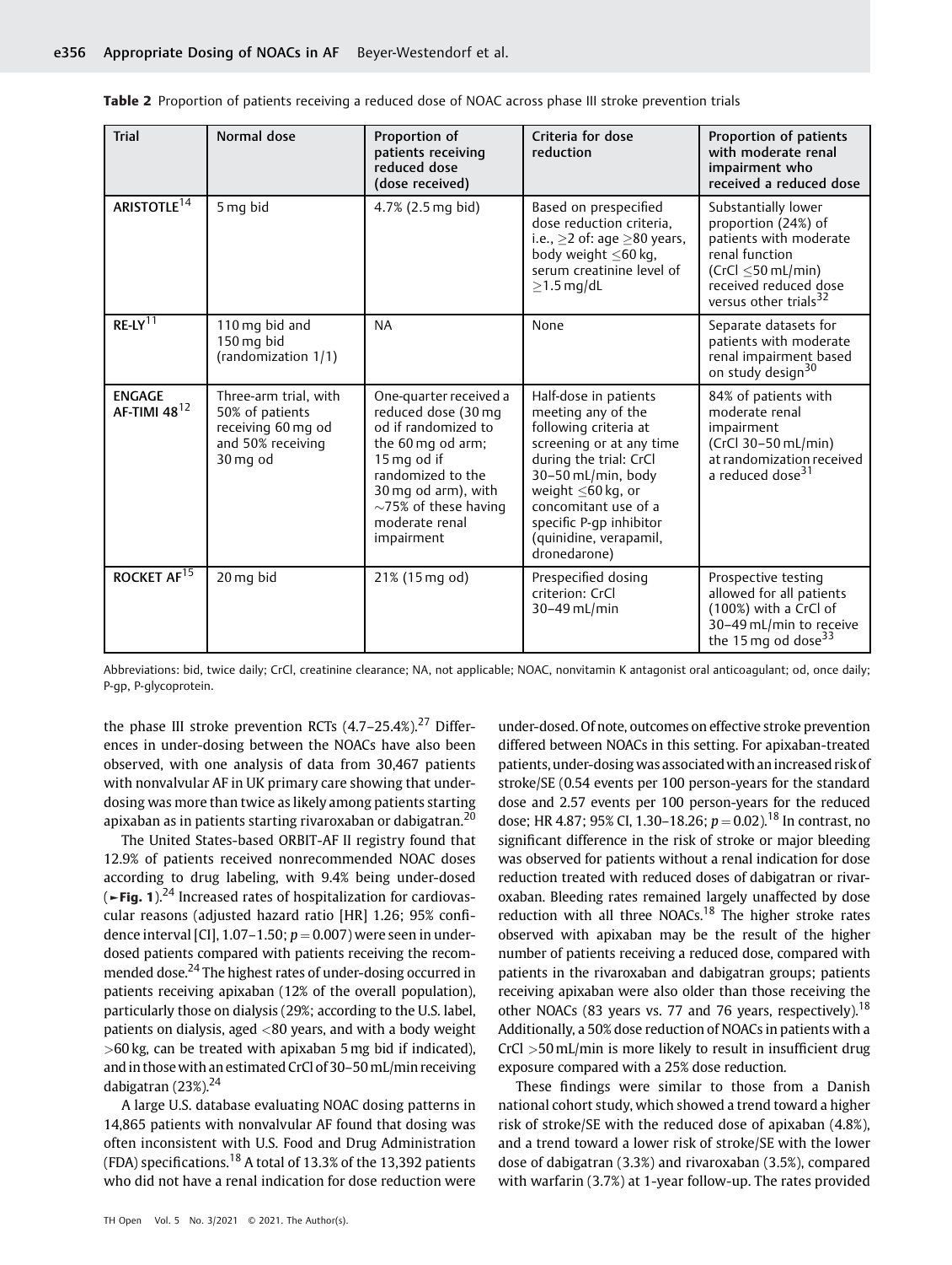**Table 2** Proportion of patients receiving a reduced dose of NOAC across phase III stroke prevention trials

| Trial | Normal dose | Proportion of patients receiving reduced dose (dose received) | Criteria for dose reduction | Proportion of patients with moderate renal impairment who received a reduced dose |
|---|---|---|---|---|
| ARISTOTLE[14] | 5 mg bid | 4.7% (2.5 mg bid) | Based on prespecified dose reduction criteria, i.e., ≥2 of: age ≥80 years, body weight ≤60 kg, serum creatinine level of ≥1.5 mg/dL | Substantially lower proportion (24%) of patients with moderate renal function (CrCl ≤50 mL/min) received reduced dose versus other trials[32] |
| RE-LY[11] | 110 mg bid and 150 mg bid (randomization 1/1) | NA | None | Separate datasets for patients with moderate renal impairment based on study design[30] |
| ENGAGE AF-TIMI 48[12] | Three-arm trial, with 50% of patients receiving 60 mg od and 50% receiving 30 mg od | One-quarter received a reduced dose (30 mg od if randomized to the 60 mg od arm; 15 mg od if randomized to the 30 mg od arm), with ~75% of these having moderate renal impairment | Half-dose in patients meeting any of the following criteria at screening or at any time during the trial: CrCl 30–50 mL/min, body weight ≤60 kg, or concomitant use of a specific P-gp inhibitor (quinidine, verapamil, dronedarone) | 84% of patients with moderate renal impairment (CrCl 30–50 mL/min) at randomization received a reduced dose[31] |
| ROCKET AF[15] | 20 mg bid | 21% (15 mg od) | Prespecified dosing criterion: CrCl 30–49 mL/min | Prospective testing allowed for all patients (100%) with a CrCl of 30–49 mL/min to receive the 15 mg od dose[33] |

Abbreviations: bid, twice daily; CrCl, creatinine clearance; NA, not applicable; NOAC, nonvitamin K antagonist oral anticoagulant; od, once daily; P-gp, P-glycoprotein.

the phase III stroke prevention RCTs (4.7–25.4%).[27] Differences in under-dosing between the NOACs have also been observed, with one analysis of data from 30,467 patients with nonvalvular AF in UK primary care showing that under-dosing was more than twice as likely among patients starting apixaban as in patients starting rivaroxaban or dabigatran.[20]

The United States-based ORBIT-AF II registry found that 12.9% of patients received nonrecommended NOAC doses according to drug labeling, with 9.4% being under-dosed (►Fig. 1).[24] Increased rates of hospitalization for cardiovascular reasons (adjusted hazard ratio [HR] 1.26; 95% confidence interval [CI], 1.07–1.50; $p = 0.007$) were seen in under-dosed patients compared with patients receiving the recommended dose.[24] The highest rates of under-dosing occurred in patients receiving apixaban (12% of the overall population), particularly those on dialysis (29%; according to the U.S. label, patients on dialysis, aged <80 years, and with a body weight >60 kg, can be treated with apixaban 5 mg bid if indicated), and in those with an estimated CrCl of 30–50 mL/min receiving dabigatran (23%).[24]

A large U.S. database evaluating NOAC dosing patterns in 14,865 patients with nonvalvular AF found that dosing was often inconsistent with U.S. Food and Drug Administration (FDA) specifications.[18] A total of 13.3% of the 13,392 patients who did not have a renal indication for dose reduction were under-dosed. Of note, outcomes on effective stroke prevention differed between NOACs in this setting. For apixaban-treated patients, under-dosing was associated with an increased risk of stroke/SE (0.54 events per 100 person-years for the standard dose and 2.57 events per 100 person-years for the reduced dose; HR 4.87; 95% CI, 1.30–18.26; $p = 0.02$).[18] In contrast, no significant difference in the risk of stroke or major bleeding was observed for patients without a renal indication for dose reduction treated with reduced doses of dabigatran or rivaroxaban. Bleeding rates remained largely unaffected by dose reduction with all three NOACs.[18] The higher stroke rates observed with apixaban may be the result of the higher number of patients receiving a reduced dose, compared with patients in the rivaroxaban and dabigatran groups; patients receiving apixaban were also older than those receiving the other NOACs (83 years vs. 77 and 76 years, respectively).[18] Additionally, a 50% dose reduction of NOACs in patients with a CrCl >50 mL/min is more likely to result in insufficient drug exposure compared with a 25% dose reduction.

These findings were similar to those from a Danish national cohort study, which showed a trend toward a higher risk of stroke/SE with the reduced dose of apixaban (4.8%), and a trend toward a lower risk of stroke/SE with the lower dose of dabigatran (3.3%) and rivaroxaban (3.5%), compared with warfarin (3.7%) at 1-year follow-up. The rates provided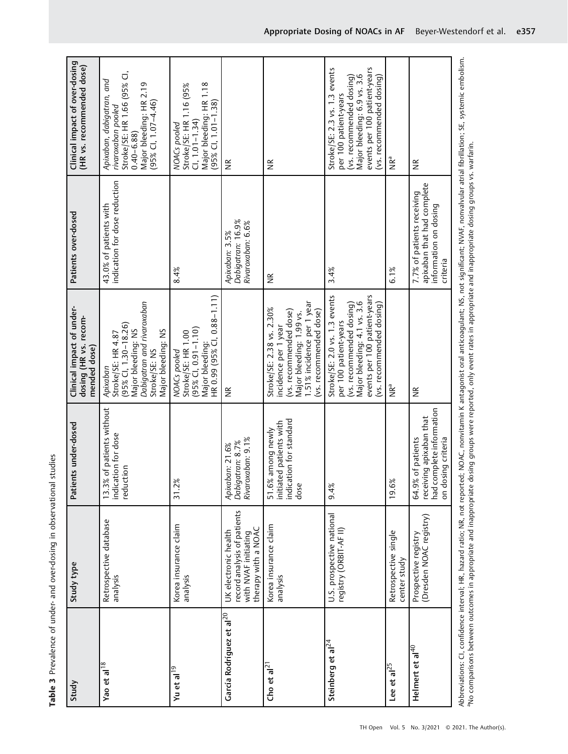**Table 3** Prevalence of under- and over-dosing in observational studies

| Study | Study type | Patients under-dosed | Clinical impact of under-dosing (HR vs. recommended dose) | Patients over-dosed | Clinical impact of over-dosing (HR vs. recommended dose) |
|---|---|---|---|---|---|
| Yao et al[18] | Retrospective database analysis | 13.3% of patients without indication for dose reduction | *Apixaban* Stroke/SE: HR 4.87 (95% CI, 1.30–18.26) Major bleeding: NS *Dabigatran and rivaroxaban* Stroke/SE: NS Major bleeding: NS | 43.0% of patients with indication for dose reduction | *Apixaban, dabigatran, and rivaroxaban pooled* Stroke/SE: HR 1.66 (95% CI, 0.40–6.88) Major bleeding: HR 2.19 (95% CI, 1.07–4.46) |
| Yu et al[19] | Korea insurance claim analysis | 31.2% | *NOACs pooled* Stroke/SE: HR 1.00 (95% CI, 0.91–1.10) Major bleeding: HR 0.99 (95% CI, 0.88–1.11) | 8.4% | *NOACs pooled* Stroke/SE: HR 1.16 (95% CI, 1.01–1.34) Major bleeding: HR 1.18 (95% CI, 1.01–1.38) |
| García Rodríguez et al[20] | UK electronic health record analysis of patients with NVAF initiating therapy with a NOAC | *Apixaban*: 21.6% *Dabigatran*: 8.7% *Rivaroxaban*: 9.1% | NR | *Apixaban*: 3.5% *Dabigatran*: 16.9% *Rivaroxaban*: 6.6% | NR |
| Cho et al[21] | Korea insurance claim analysis | 51.6% among newly initiated patients with indication for standard dose | Stroke/SE: 2.38 vs. 2.30% incidence per 1 year (vs. recommended dose) Major bleeding: 1.99 vs. 1.51% incidence per 1 year (vs. recommended dose) | NR | NR |
| Steinberg et al[24] | U.S. prospective national registry (ORBIT-AF II) | 9.4% | Stroke/SE: 2.0 vs. 1.3 events per 100 patient-years (vs. recommended dosing) Major bleeding: 4.1 vs. 3.6 events per 100 patient-years (vs. recommended dosing) | 3.4% | Stroke/SE: 2.3 vs. 1.3 events per 100 patient-years (vs. recommended dosing) Major bleeding: 6.9 vs. 3.6 events per 100 patient-years (vs. recommended dosing) |
| Lee et al[25] | Retrospective single center study | 19.6% | NR[a] | 6.1% | NR[a] |
| Helmert et al[40] | Prospective registry (Dresden NOAC registry) | 64.9% of patients receiving apixaban that had complete information on dosing criteria | NR | 7.7% of patients receiving apixaban that had complete information on dosing criteria | NR |

Abbreviations: CI, confidence interval; HR, hazard ratio; NR, not reported; NOAC, nonvitamin K antagonist oral anticoagulant; NS, not significant; NVAF, nonvalvular atrial fibrillation; SE, systemic embolism.
[a]No comparisons between outcomes in appropriate and inappropriate dosing groups were reported, only event rates in appropriate and inappropriate dosing groups vs. warfarin.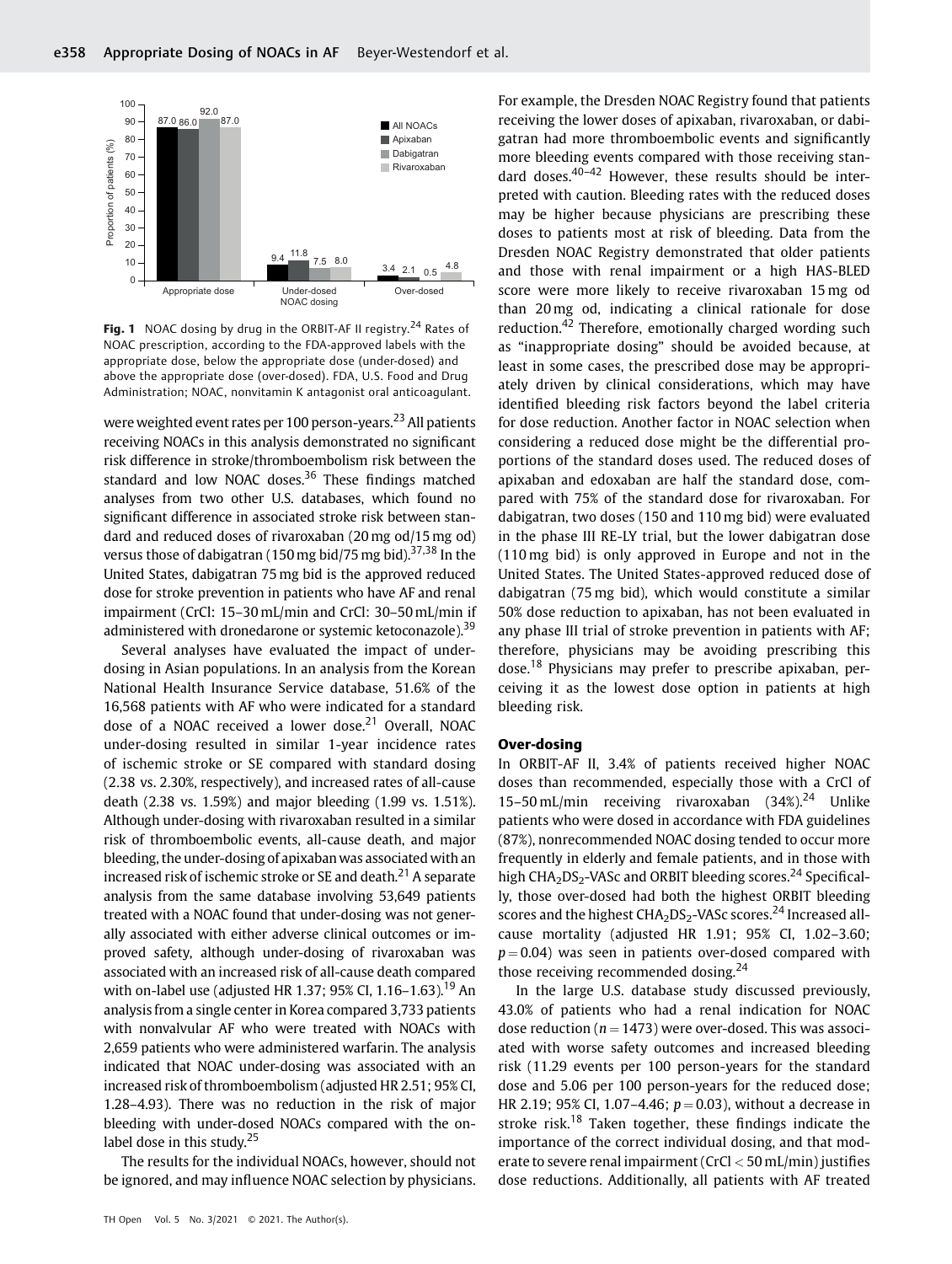**Fig. 1** NOAC dosing by drug in the ORBIT-AF II registry.[24] Rates of NOAC prescription, according to the FDA-approved labels with the appropriate dose, below the appropriate dose (under-dosed) and above the appropriate dose (over-dosed). FDA, U.S. Food and Drug Administration; NOAC, nonvitamin K antagonist oral anticoagulant.

were weighted event rates per 100 person-years.[23] All patients receiving NOACs in this analysis demonstrated no significant risk difference in stroke/thromboembolism risk between the standard and low NOAC doses.[36] These findings matched analyses from two other U.S. databases, which found no significant difference in associated stroke risk between standard and reduced doses of rivaroxaban (20 mg od/15 mg od) versus those of dabigatran (150 mg bid/75 mg bid).[37,38] In the United States, dabigatran 75 mg bid is the approved reduced dose for stroke prevention in patients who have AF and renal impairment (CrCl: 15–30 mL/min and CrCl: 30–50 mL/min if administered with dronedarone or systemic ketoconazole).[39]

Several analyses have evaluated the impact of under-dosing in Asian populations. In an analysis from the Korean National Health Insurance Service database, 51.6% of the 16,568 patients with AF who were indicated for a standard dose of a NOAC received a lower dose.[21] Overall, NOAC under-dosing resulted in similar 1-year incidence rates of ischemic stroke or SE compared with standard dosing (2.38 vs. 2.30%, respectively), and increased rates of all-cause death (2.38 vs. 1.59%) and major bleeding (1.99 vs. 1.51%). Although under-dosing with rivaroxaban resulted in a similar risk of thromboembolic events, all-cause death, and major bleeding, the under-dosing of apixaban was associated with an increased risk of ischemic stroke or SE and death.[21] A separate analysis from the same database involving 53,649 patients treated with a NOAC found that under-dosing was not generally associated with either adverse clinical outcomes or improved safety, although under-dosing of rivaroxaban was associated with an increased risk of all-cause death compared with on-label use (adjusted HR 1.37; 95% CI, 1.16–1.63).[19] An analysis from a single center in Korea compared 3,733 patients with nonvalvular AF who were treated with NOACs with 2,659 patients who were administered warfarin. The analysis indicated that NOAC under-dosing was associated with an increased risk of thromboembolism (adjusted HR 2.51; 95% CI, 1.28–4.93). There was no reduction in the risk of major bleeding with under-dosed NOACs compared with the on-label dose in this study.[25]

The results for the individual NOACs, however, should not be ignored, and may influence NOAC selection by physicians. For example, the Dresden NOAC Registry found that patients receiving the lower doses of apixaban, rivaroxaban, or dabigatran had more thromboembolic events and significantly more bleeding events compared with those receiving standard doses.[40–42] However, these results should be interpreted with caution. Bleeding rates with the reduced doses may be higher because physicians are prescribing these doses to patients most at risk of bleeding. Data from the Dresden NOAC Registry demonstrated that older patients and those with renal impairment or a high HAS-BLED score were more likely to receive rivaroxaban 15 mg od than 20 mg od, indicating a clinical rationale for dose reduction.[42] Therefore, emotionally charged wording such as "inappropriate dosing" should be avoided because, at least in some cases, the prescribed dose may be appropriately driven by clinical considerations, which may have identified bleeding risk factors beyond the label criteria for dose reduction. Another factor in NOAC selection when considering a reduced dose might be the differential proportions of the standard doses used. The reduced doses of apixaban and edoxaban are half the standard dose, compared with 75% of the standard dose for rivaroxaban. For dabigatran, two doses (150 and 110 mg bid) were evaluated in the phase III RE-LY trial, but the lower dabigatran dose (110 mg bid) is only approved in Europe and not in the United States. The United States-approved reduced dose of dabigatran (75 mg bid), which would constitute a similar 50% dose reduction to apixaban, has not been evaluated in any phase III trial of stroke prevention in patients with AF; therefore, physicians may be avoiding prescribing this dose.[18] Physicians may prefer to prescribe apixaban, perceiving it as the lowest dose option in patients at high bleeding risk.

### Over-dosing

In ORBIT-AF II, 3.4% of patients received higher NOAC doses than recommended, especially those with a CrCl of 15–50 mL/min receiving rivaroxaban (34%).[24] Unlike patients who were dosed in accordance with FDA guidelines (87%), nonrecommended NOAC dosing tended to occur more frequently in elderly and female patients, and in those with high $CHA_2DS_2$-VASc and ORBIT bleeding scores.[24] Specifically, those over-dosed had both the highest ORBIT bleeding scores and the highest $CHA_2DS_2$-VASc scores.[24] Increased all-cause mortality (adjusted HR 1.91; 95% CI, 1.02–3.60; $p = 0.04$) was seen in patients over-dosed compared with those receiving recommended dosing.[24]

In the large U.S. database study discussed previously, 43.0% of patients who had a renal indication for NOAC dose reduction ($n = 1473$) were over-dosed. This was associated with worse safety outcomes and increased bleeding risk (11.29 events per 100 person-years for the standard dose and 5.06 per 100 person-years for the reduced dose; HR 2.19; 95% CI, 1.07–4.46; $p = 0.03$), without a decrease in stroke risk.[18] Taken together, these findings indicate the importance of the correct individual dosing, and that moderate to severe renal impairment (CrCl < 50 mL/min) justifies dose reductions. Additionally, all patients with AF treated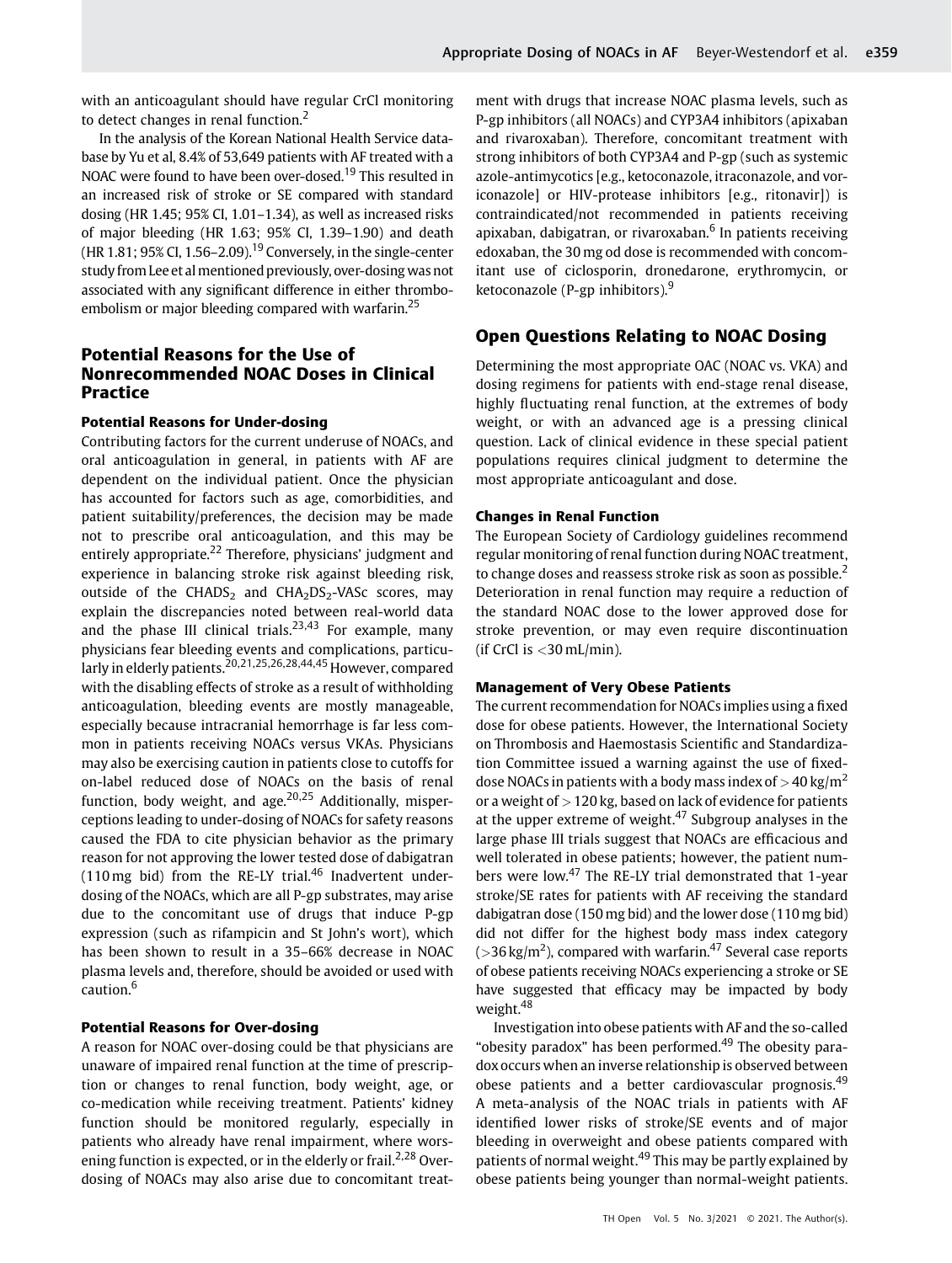with an anticoagulant should have regular CrCl monitoring to detect changes in renal function.[2]

In the analysis of the Korean National Health Service database by Yu et al, 8.4% of 53,649 patients with AF treated with a NOAC were found to have been over-dosed.[19] This resulted in an increased risk of stroke or SE compared with standard dosing (HR 1.45; 95% CI, 1.01–1.34), as well as increased risks of major bleeding (HR 1.63; 95% CI, 1.39–1.90) and death (HR 1.81; 95% CI, 1.56–2.09).[19] Conversely, in the single-center study from Lee et al mentioned previously, over-dosing was not associated with any significant difference in either thromboembolism or major bleeding compared with warfarin.[25]

## Potential Reasons for the Use of Nonrecommended NOAC Doses in Clinical Practice

### Potential Reasons for Under-dosing

Contributing factors for the current underuse of NOACs, and oral anticoagulation in general, in patients with AF are dependent on the individual patient. Once the physician has accounted for factors such as age, comorbidities, and patient suitability/preferences, the decision may be made not to prescribe oral anticoagulation, and this may be entirely appropriate.[22] Therefore, physicians' judgment and experience in balancing stroke risk against bleeding risk, outside of the $CHADS_2$ and $CHA_2DS_2$-VASc scores, may explain the discrepancies noted between real-world data and the phase III clinical trials.[23,43] For example, many physicians fear bleeding events and complications, particularly in elderly patients.[20,21,25,26,28,44,45] However, compared with the disabling effects of stroke as a result of withholding anticoagulation, bleeding events are mostly manageable, especially because intracranial hemorrhage is far less common in patients receiving NOACs versus VKAs. Physicians may also be exercising caution in patients close to cutoffs for on-label reduced dose of NOACs on the basis of renal function, body weight, and age.[20,25] Additionally, misperceptions leading to under-dosing of NOACs for safety reasons caused the FDA to cite physician behavior as the primary reason for not approving the lower tested dose of dabigatran (110 mg bid) from the RE-LY trial.[46] Inadvertent under-dosing of the NOACs, which are all P-gp substrates, may arise due to the concomitant use of drugs that induce P-gp expression (such as rifampicin and St John's wort), which has been shown to result in a 35–66% decrease in NOAC plasma levels and, therefore, should be avoided or used with caution.[6]

### Potential Reasons for Over-dosing

A reason for NOAC over-dosing could be that physicians are unaware of impaired renal function at the time of prescription or changes to renal function, body weight, age, or co-medication while receiving treatment. Patients' kidney function should be monitored regularly, especially in patients who already have renal impairment, where worsening function is expected, or in the elderly or frail.[2,28] Over-dosing of NOACs may also arise due to concomitant treatment with drugs that increase NOAC plasma levels, such as P-gp inhibitors (all NOACs) and CYP3A4 inhibitors (apixaban and rivaroxaban). Therefore, concomitant treatment with strong inhibitors of both CYP3A4 and P-gp (such as systemic azole-antimycotics [e.g., ketoconazole, itraconazole, and voriconazole] or HIV-protease inhibitors [e.g., ritonavir]) is contraindicated/not recommended in patients receiving apixaban, dabigatran, or rivaroxaban.[6] In patients receiving edoxaban, the 30 mg od dose is recommended with concomitant use of ciclosporin, dronedarone, erythromycin, or ketoconazole (P-gp inhibitors).[9]

## Open Questions Relating to NOAC Dosing

Determining the most appropriate OAC (NOAC vs. VKA) and dosing regimens for patients with end-stage renal disease, highly fluctuating renal function, at the extremes of body weight, or with an advanced age is a pressing clinical question. Lack of clinical evidence in these special patient populations requires clinical judgment to determine the most appropriate anticoagulant and dose.

### Changes in Renal Function

The European Society of Cardiology guidelines recommend regular monitoring of renal function during NOAC treatment, to change doses and reassess stroke risk as soon as possible.[2] Deterioration in renal function may require a reduction of the standard NOAC dose to the lower approved dose for stroke prevention, or may even require discontinuation (if CrCl is <30 mL/min).

### Management of Very Obese Patients

The current recommendation for NOACs implies using a fixed dose for obese patients. However, the International Society on Thrombosis and Haemostasis Scientific and Standardization Committee issued a warning against the use of fixed-dose NOACs in patients with a body mass index of $> 40\ kg/m^2$ or a weight of > 120 kg, based on lack of evidence for patients at the upper extreme of weight.[47] Subgroup analyses in the large phase III trials suggest that NOACs are efficacious and well tolerated in obese patients; however, the patient numbers were low.[47] The RE-LY trial demonstrated that 1-year stroke/SE rates for patients with AF receiving the standard dabigatran dose (150 mg bid) and the lower dose (110 mg bid) did not differ for the highest body mass index category ($>36\ kg/m^2$), compared with warfarin.[47] Several case reports of obese patients receiving NOACs experiencing a stroke or SE have suggested that efficacy may be impacted by body weight.[48]

Investigation into obese patients with AF and the so-called "obesity paradox" has been performed.[49] The obesity paradox occurs when an inverse relationship is observed between obese patients and a better cardiovascular prognosis.[49] A meta-analysis of the NOAC trials in patients with AF identified lower risks of stroke/SE events and of major bleeding in overweight and obese patients compared with patients of normal weight.[49] This may be partly explained by obese patients being younger than normal-weight patients.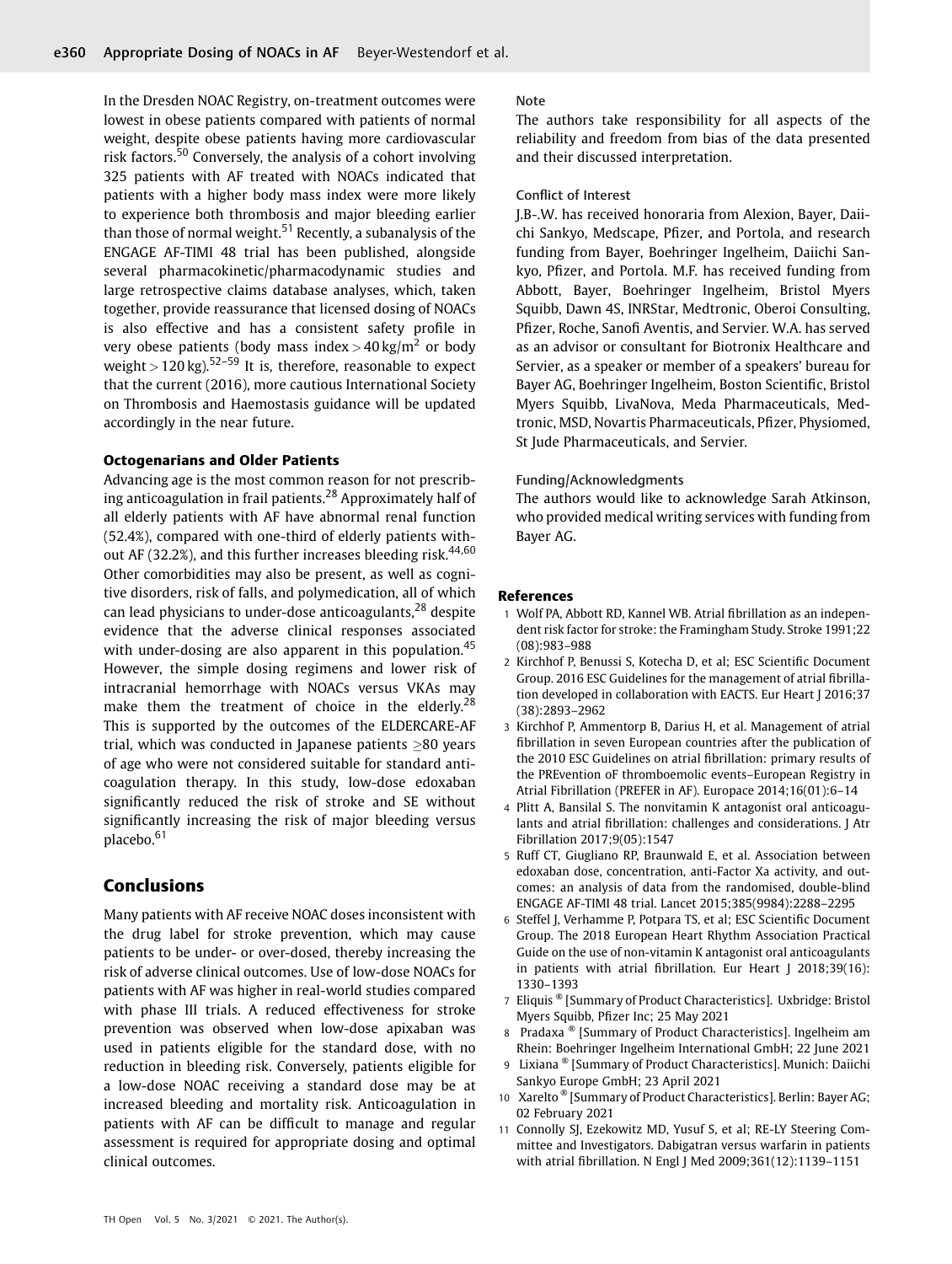In the Dresden NOAC Registry, on-treatment outcomes were lowest in obese patients compared with patients of normal weight, despite obese patients having more cardiovascular risk factors.[50] Conversely, the analysis of a cohort involving 325 patients with AF treated with NOACs indicated that patients with a higher body mass index were more likely to experience both thrombosis and major bleeding earlier than those of normal weight.[51] Recently, a subanalysis of the ENGAGE AF-TIMI 48 trial has been published, alongside several pharmacokinetic/pharmacodynamic studies and large retrospective claims database analyses, which, taken together, provide reassurance that licensed dosing of NOACs is also effective and has a consistent safety profile in very obese patients (body mass index $> 40\,\text{kg/m}^2$ or body weight $> 120\,\text{kg}$).[52–59] It is, therefore, reasonable to expect that the current (2016), more cautious International Society on Thrombosis and Haemostasis guidance will be updated accordingly in the near future.

### Octogenarians and Older Patients

Advancing age is the most common reason for not prescribing anticoagulation in frail patients.[28] Approximately half of all elderly patients with AF have abnormal renal function (52.4%), compared with one-third of elderly patients without AF (32.2%), and this further increases bleeding risk.[44,60] Other comorbidities may also be present, as well as cognitive disorders, risk of falls, and polymedication, all of which can lead physicians to under-dose anticoagulants,[28] despite evidence that the adverse clinical responses associated with under-dosing are also apparent in this population.[45] However, the simple dosing regimens and lower risk of intracranial hemorrhage with NOACs versus VKAs may make them the treatment of choice in the elderly.[28] This is supported by the outcomes of the ELDERCARE-AF trial, which was conducted in Japanese patients $\geq$80 years of age who were not considered suitable for standard anticoagulation therapy. In this study, low-dose edoxaban significantly reduced the risk of stroke and SE without significantly increasing the risk of major bleeding versus placebo.[61]

## Conclusions

Many patients with AF receive NOAC doses inconsistent with the drug label for stroke prevention, which may cause patients to be under- or over-dosed, thereby increasing the risk of adverse clinical outcomes. Use of low-dose NOACs for patients with AF was higher in real-world studies compared with phase III trials. A reduced effectiveness for stroke prevention was observed when low-dose apixaban was used in patients eligible for the standard dose, with no reduction in bleeding risk. Conversely, patients eligible for a low-dose NOAC receiving a standard dose may be at increased bleeding and mortality risk. Anticoagulation in patients with AF can be difficult to manage and regular assessment is required for appropriate dosing and optimal clinical outcomes.

**Note**

The authors take responsibility for all aspects of the reliability and freedom from bias of the data presented and their discussed interpretation.

**Conflict of Interest**

J.B-.W. has received honoraria from Alexion, Bayer, Daiichi Sankyo, Medscape, Pfizer, and Portola, and research funding from Bayer, Boehringer Ingelheim, Daiichi Sankyo, Pfizer, and Portola. M.F. has received funding from Abbott, Bayer, Boehringer Ingelheim, Bristol Myers Squibb, Dawn 4S, INRStar, Medtronic, Oberoi Consulting, Pfizer, Roche, Sanofi Aventis, and Servier. W.A. has served as an advisor or consultant for Biotronix Healthcare and Servier, as a speaker or member of a speakers' bureau for Bayer AG, Boehringer Ingelheim, Boston Scientific, Bristol Myers Squibb, LivaNova, Meda Pharmaceuticals, Medtronic, MSD, Novartis Pharmaceuticals, Pfizer, Physiomed, St Jude Pharmaceuticals, and Servier.

**Funding/Acknowledgments**

The authors would like to acknowledge Sarah Atkinson, who provided medical writing services with funding from Bayer AG.

## References

1. Wolf PA, Abbott RD, Kannel WB. Atrial fibrillation as an independent risk factor for stroke: the Framingham Study. Stroke 1991;22 (08):983–988
2. Kirchhof P, Benussi S, Kotecha D, et al; ESC Scientific Document Group. 2016 ESC Guidelines for the management of atrial fibrillation developed in collaboration with EACTS. Eur Heart J 2016;37 (38):2893–2962
3. Kirchhof P, Ammentorp B, Darius H, et al. Management of atrial fibrillation in seven European countries after the publication of the 2010 ESC Guidelines on atrial fibrillation: primary results of the PREvention oF thromboemolic events–European Registry in Atrial Fibrillation (PREFER in AF). Europace 2014;16(01):6–14
4. Plitt A, Bansilal S. The nonvitamin K antagonist oral anticoagulants and atrial fibrillation: challenges and considerations. J Atr Fibrillation 2017;9(05):1547
5. Ruff CT, Giugliano RP, Braunwald E, et al. Association between edoxaban dose, concentration, anti-Factor Xa activity, and outcomes: an analysis of data from the randomised, double-blind ENGAGE AF-TIMI 48 trial. Lancet 2015;385(9984):2288–2295
6. Steffel J, Verhamme P, Potpara TS, et al; ESC Scientific Document Group. The 2018 European Heart Rhythm Association Practical Guide on the use of non-vitamin K antagonist oral anticoagulants in patients with atrial fibrillation. Eur Heart J 2018;39(16): 1330–1393
7. Eliquis® [Summary of Product Characteristics]. Uxbridge: Bristol Myers Squibb, Pfizer Inc; 25 May 2021
8. Pradaxa® [Summary of Product Characteristics]. Ingelheim am Rhein: Boehringer Ingelheim International GmbH; 22 June 2021
9. Lixiana® [Summary of Product Characteristics]. Munich: Daiichi Sankyo Europe GmbH; 23 April 2021
10. Xarelto® [Summary of Product Characteristics]. Berlin: Bayer AG; 02 February 2021
11. Connolly SJ, Ezekowitz MD, Yusuf S, et al; RE-LY Steering Committee and Investigators. Dabigatran versus warfarin in patients with atrial fibrillation. N Engl J Med 2009;361(12):1139–1151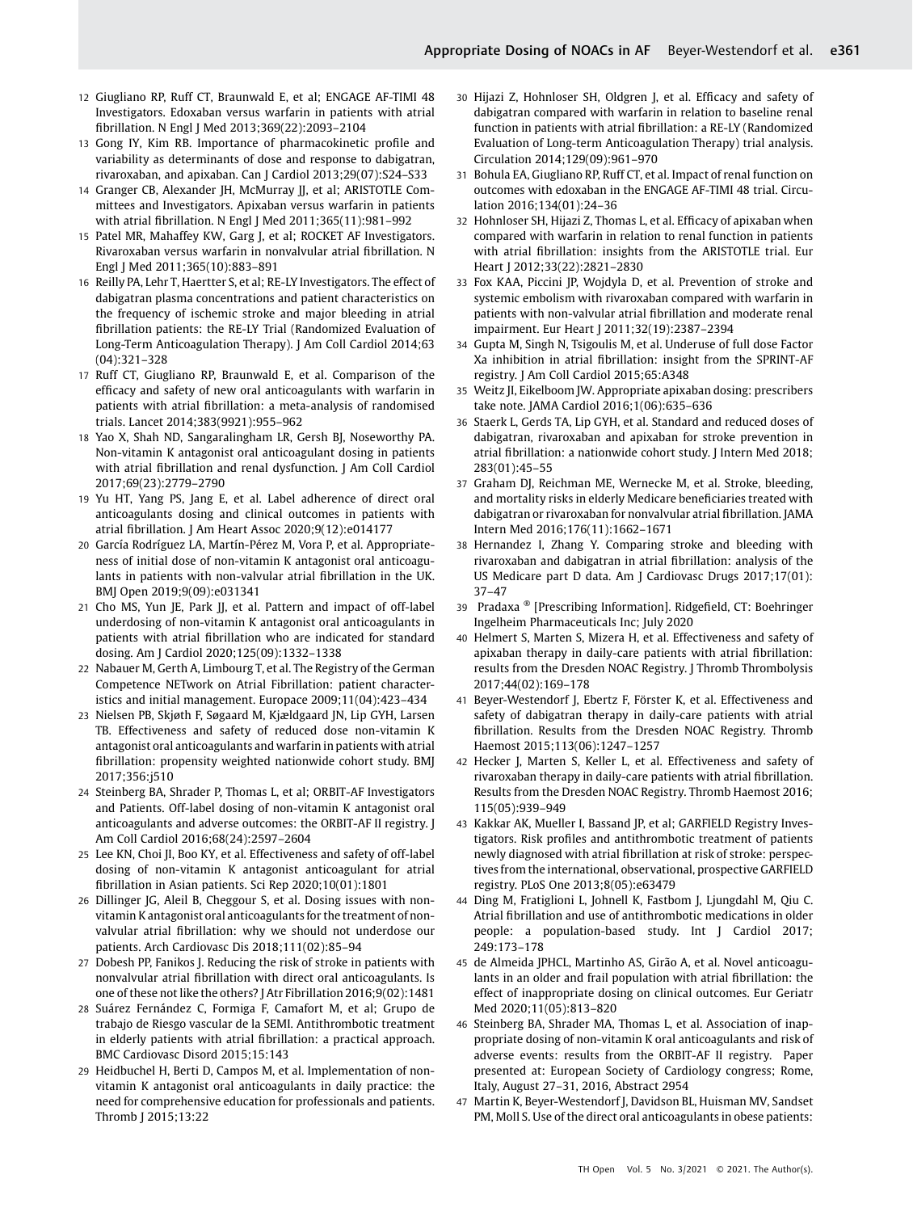12 Giugliano RP, Ruff CT, Braunwald E, et al; ENGAGE AF-TIMI 48 Investigators. Edoxaban versus warfarin in patients with atrial fibrillation. N Engl J Med 2013;369(22):2093–2104

13 Gong IY, Kim RB. Importance of pharmacokinetic profile and variability as determinants of dose and response to dabigatran, rivaroxaban, and apixaban. Can J Cardiol 2013;29(07):S24–S33

14 Granger CB, Alexander JH, McMurray JJ, et al; ARISTOTLE Committees and Investigators. Apixaban versus warfarin in patients with atrial fibrillation. N Engl J Med 2011;365(11):981–992

15 Patel MR, Mahaffey KW, Garg J, et al; ROCKET AF Investigators. Rivaroxaban versus warfarin in nonvalvular atrial fibrillation. N Engl J Med 2011;365(10):883–891

16 Reilly PA, Lehr T, Haertter S, et al; RE-LY Investigators. The effect of dabigatran plasma concentrations and patient characteristics on the frequency of ischemic stroke and major bleeding in atrial fibrillation patients: the RE-LY Trial (Randomized Evaluation of Long-Term Anticoagulation Therapy). J Am Coll Cardiol 2014;63(04):321–328

17 Ruff CT, Giugliano RP, Braunwald E, et al. Comparison of the efficacy and safety of new oral anticoagulants with warfarin in patients with atrial fibrillation: a meta-analysis of randomised trials. Lancet 2014;383(9921):955–962

18 Yao X, Shah ND, Sangaralingham LR, Gersh BJ, Noseworthy PA. Non-vitamin K antagonist oral anticoagulant dosing in patients with atrial fibrillation and renal dysfunction. J Am Coll Cardiol 2017;69(23):2779–2790

19 Yu HT, Yang PS, Jang E, et al. Label adherence of direct oral anticoagulants dosing and clinical outcomes in patients with atrial fibrillation. J Am Heart Assoc 2020;9(12):e014177

20 García Rodríguez LA, Martín-Pérez M, Vora P, et al. Appropriateness of initial dose of non-vitamin K antagonist oral anticoagulants in patients with non-valvular atrial fibrillation in the UK. BMJ Open 2019;9(09):e031341

21 Cho MS, Yun JE, Park JJ, et al. Pattern and impact of off-label underdosing of non-vitamin K antagonist oral anticoagulants in patients with atrial fibrillation who are indicated for standard dosing. Am J Cardiol 2020;125(09):1332–1338

22 Nabauer M, Gerth A, Limbourg T, et al. The Registry of the German Competence NETwork on Atrial Fibrillation: patient characteristics and initial management. Europace 2009;11(04):423–434

23 Nielsen PB, Skjøth F, Søgaard M, Kjældgaard JN, Lip GYH, Larsen TB. Effectiveness and safety of reduced dose non-vitamin K antagonist oral anticoagulants and warfarin in patients with atrial fibrillation: propensity weighted nationwide cohort study. BMJ 2017;356:j510

24 Steinberg BA, Shrader P, Thomas L, et al; ORBIT-AF Investigators and Patients. Off-label dosing of non-vitamin K antagonist oral anticoagulants and adverse outcomes: the ORBIT-AF II registry. J Am Coll Cardiol 2016;68(24):2597–2604

25 Lee KN, Choi JI, Boo KY, et al. Effectiveness and safety of off-label dosing of non-vitamin K antagonist anticoagulant for atrial fibrillation in Asian patients. Sci Rep 2020;10(01):1801

26 Dillinger JG, Aleil B, Cheggour S, et al. Dosing issues with non-vitamin K antagonist oral anticoagulants for the treatment of non-valvular atrial fibrillation: why we should not underdose our patients. Arch Cardiovasc Dis 2018;111(02):85–94

27 Dobesh PP, Fanikos J. Reducing the risk of stroke in patients with nonvalvular atrial fibrillation with direct oral anticoagulants. Is one of these not like the others? J Atr Fibrillation 2016;9(02):1481

28 Suárez Fernández C, Formiga F, Camafort M, et al; Grupo de trabajo de Riesgo vascular de la SEMI. Antithrombotic treatment in elderly patients with atrial fibrillation: a practical approach. BMC Cardiovasc Disord 2015;15:143

29 Heidbuchel H, Berti D, Campos M, et al. Implementation of non-vitamin K antagonist oral anticoagulants in daily practice: the need for comprehensive education for professionals and patients. Thromb J 2015;13:22

30 Hijazi Z, Hohnloser SH, Oldgren J, et al. Efficacy and safety of dabigatran compared with warfarin in relation to baseline renal function in patients with atrial fibrillation: a RE-LY (Randomized Evaluation of Long-term Anticoagulation Therapy) trial analysis. Circulation 2014;129(09):961–970

31 Bohula EA, Giugliano RP, Ruff CT, et al. Impact of renal function on outcomes with edoxaban in the ENGAGE AF-TIMI 48 trial. Circulation 2016;134(01):24–36

32 Hohnloser SH, Hijazi Z, Thomas L, et al. Efficacy of apixaban when compared with warfarin in relation to renal function in patients with atrial fibrillation: insights from the ARISTOTLE trial. Eur Heart J 2012;33(22):2821–2830

33 Fox KAA, Piccini JP, Wojdyla D, et al. Prevention of stroke and systemic embolism with rivaroxaban compared with warfarin in patients with non-valvular atrial fibrillation and moderate renal impairment. Eur Heart J 2011;32(19):2387–2394

34 Gupta M, Singh N, Tsigoulis M, et al. Underuse of full dose Factor Xa inhibition in atrial fibrillation: insight from the SPRINT-AF registry. J Am Coll Cardiol 2015;65:A348

35 Weitz JI, Eikelboom JW. Appropriate apixaban dosing: prescribers take note. JAMA Cardiol 2016;1(06):635–636

36 Staerk L, Gerds TA, Lip GYH, et al. Standard and reduced doses of dabigatran, rivaroxaban and apixaban for stroke prevention in atrial fibrillation: a nationwide cohort study. J Intern Med 2018;283(01):45–55

37 Graham DJ, Reichman ME, Wernecke M, et al. Stroke, bleeding, and mortality risks in elderly Medicare beneficiaries treated with dabigatran or rivaroxaban for nonvalvular atrial fibrillation. JAMA Intern Med 2016;176(11):1662–1671

38 Hernandez I, Zhang Y. Comparing stroke and bleeding with rivaroxaban and dabigatran in atrial fibrillation: analysis of the US Medicare part D data. Am J Cardiovasc Drugs 2017;17(01):37–47

39 Pradaxa ® [Prescribing Information]. Ridgefield, CT: Boehringer Ingelheim Pharmaceuticals Inc; July 2020

40 Helmert S, Marten S, Mizera H, et al. Effectiveness and safety of apixaban therapy in daily-care patients with atrial fibrillation: results from the Dresden NOAC Registry. J Thromb Thrombolysis 2017;44(02):169–178

41 Beyer-Westendorf J, Ebertz F, Förster K, et al. Effectiveness and safety of dabigatran therapy in daily-care patients with atrial fibrillation. Results from the Dresden NOAC Registry. Thromb Haemost 2015;113(06):1247–1257

42 Hecker J, Marten S, Keller L, et al. Effectiveness and safety of rivaroxaban therapy in daily-care patients with atrial fibrillation. Results from the Dresden NOAC Registry. Thromb Haemost 2016;115(05):939–949

43 Kakkar AK, Mueller I, Bassand JP, et al; GARFIELD Registry Investigators. Risk profiles and antithrombotic treatment of patients newly diagnosed with atrial fibrillation at risk of stroke: perspectives from the international, observational, prospective GARFIELD registry. PLoS One 2013;8(05):e63479

44 Ding M, Fratiglioni L, Johnell K, Fastbom J, Ljungdahl M, Qiu C. Atrial fibrillation and use of antithrombotic medications in older people: a population-based study. Int J Cardiol 2017;249:173–178

45 de Almeida JPHCL, Martinho AS, Girão A, et al. Novel anticoagulants in an older and frail population with atrial fibrillation: the effect of inappropriate dosing on clinical outcomes. Eur Geriatr Med 2020;11(05):813–820

46 Steinberg BA, Shrader MA, Thomas L, et al. Association of inappropriate dosing of non-vitamin K oral anticoagulants and risk of adverse events: results from the ORBIT-AF II registry. Paper presented at: European Society of Cardiology congress; Rome, Italy, August 27–31, 2016, Abstract 2954

47 Martin K, Beyer-Westendorf J, Davidson BL, Huisman MV, Sandset PM, Moll S. Use of the direct oral anticoagulants in obese patients: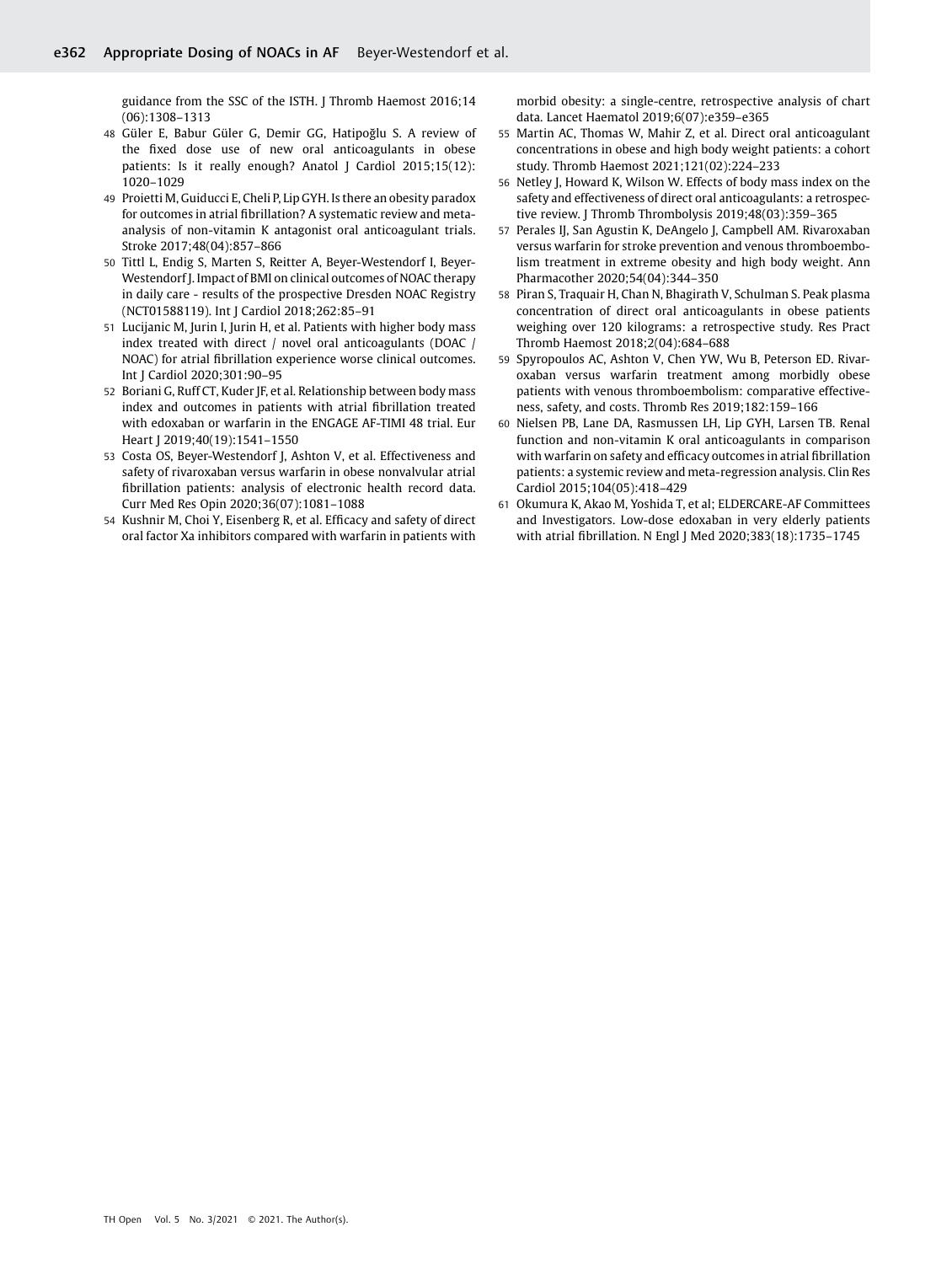guidance from the SSC of the ISTH. J Thromb Haemost 2016;14(06):1308–1313

48 Güler E, Babur Güler G, Demir GG, Hatipoğlu S. A review of the fixed dose use of new oral anticoagulants in obese patients: Is it really enough? Anatol J Cardiol 2015;15(12):1020–1029

49 Proietti M, Guiducci E, Cheli P, Lip GYH. Is there an obesity paradox for outcomes in atrial fibrillation? A systematic review and meta-analysis of non-vitamin K antagonist oral anticoagulant trials. Stroke 2017;48(04):857–866

50 Tittl L, Endig S, Marten S, Reitter A, Beyer-Westendorf I, Beyer-Westendorf J. Impact of BMI on clinical outcomes of NOAC therapy in daily care - results of the prospective Dresden NOAC Registry (NCT01588119). Int J Cardiol 2018;262:85–91

51 Lucijanic M, Jurin I, Jurin H, et al. Patients with higher body mass index treated with direct / novel oral anticoagulants (DOAC / NOAC) for atrial fibrillation experience worse clinical outcomes. Int J Cardiol 2020;301:90–95

52 Boriani G, Ruff CT, Kuder JF, et al. Relationship between body mass index and outcomes in patients with atrial fibrillation treated with edoxaban or warfarin in the ENGAGE AF-TIMI 48 trial. Eur Heart J 2019;40(19):1541–1550

53 Costa OS, Beyer-Westendorf J, Ashton V, et al. Effectiveness and safety of rivaroxaban versus warfarin in obese nonvalvular atrial fibrillation patients: analysis of electronic health record data. Curr Med Res Opin 2020;36(07):1081–1088

54 Kushnir M, Choi Y, Eisenberg R, et al. Efficacy and safety of direct oral factor Xa inhibitors compared with warfarin in patients with morbid obesity: a single-centre, retrospective analysis of chart data. Lancet Haematol 2019;6(07):e359–e365

55 Martin AC, Thomas W, Mahir Z, et al. Direct oral anticoagulant concentrations in obese and high body weight patients: a cohort study. Thromb Haemost 2021;121(02):224–233

56 Netley J, Howard K, Wilson W. Effects of body mass index on the safety and effectiveness of direct oral anticoagulants: a retrospective review. J Thromb Thrombolysis 2019;48(03):359–365

57 Perales IJ, San Agustin K, DeAngelo J, Campbell AM. Rivaroxaban versus warfarin for stroke prevention and venous thromboembolism treatment in extreme obesity and high body weight. Ann Pharmacother 2020;54(04):344–350

58 Piran S, Traquair H, Chan N, Bhagirath V, Schulman S. Peak plasma concentration of direct oral anticoagulants in obese patients weighing over 120 kilograms: a retrospective study. Res Pract Thromb Haemost 2018;2(04):684–688

59 Spyropoulos AC, Ashton V, Chen YW, Wu B, Peterson ED. Rivaroxaban versus warfarin treatment among morbidly obese patients with venous thromboembolism: comparative effectiveness, safety, and costs. Thromb Res 2019;182:159–166

60 Nielsen PB, Lane DA, Rasmussen LH, Lip GYH, Larsen TB. Renal function and non-vitamin K oral anticoagulants in comparison with warfarin on safety and efficacy outcomes in atrial fibrillation patients: a systemic review and meta-regression analysis. Clin Res Cardiol 2015;104(05):418–429

61 Okumura K, Akao M, Yoshida T, et al; ELDERCARE-AF Committees and Investigators. Low-dose edoxaban in very elderly patients with atrial fibrillation. N Engl J Med 2020;383(18):1735–1745